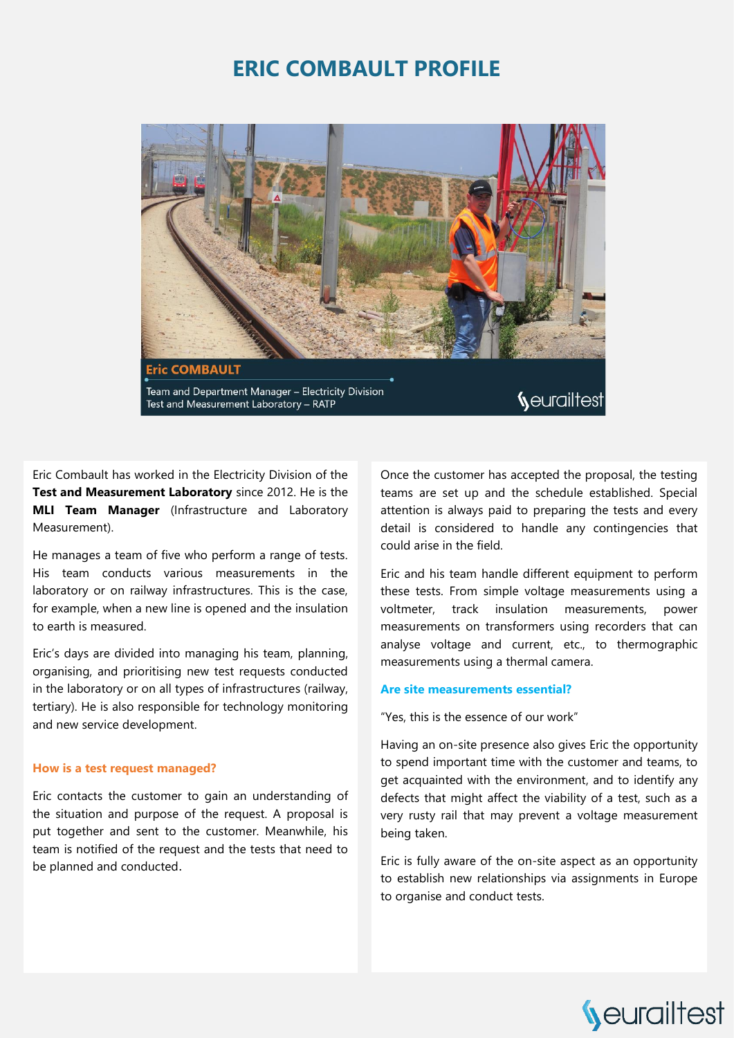# ERIC COMBAULT PROFILE

**Eric COMBAULT**

Team and Department Manager – Electricity Division
Test and Measurement Laboratory – RATP

Eric Combault has worked in the Electricity Division of the **Test and Measurement Laboratory** since 2012. He is the **MLI Team Manager** (Infrastructure and Laboratory Measurement).

He manages a team of five who perform a range of tests. His team conducts various measurements in the laboratory or on railway infrastructures. This is the case, for example, when a new line is opened and the insulation to earth is measured.

Eric's days are divided into managing his team, planning, organising, and prioritising new test requests conducted in the laboratory or on all types of infrastructures (railway, tertiary). He is also responsible for technology monitoring and new service development.

### How is a test request managed?

Eric contacts the customer to gain an understanding of the situation and purpose of the request. A proposal is put together and sent to the customer. Meanwhile, his team is notified of the request and the tests that need to be planned and conducted.

Once the customer has accepted the proposal, the testing teams are set up and the schedule established. Special attention is always paid to preparing the tests and every detail is considered to handle any contingencies that could arise in the field.

Eric and his team handle different equipment to perform these tests. From simple voltage measurements using a voltmeter, track insulation measurements, power measurements on transformers using recorders that can analyse voltage and current, etc., to thermographic measurements using a thermal camera.

### Are site measurements essential?

"Yes, this is the essence of our work"

Having an on-site presence also gives Eric the opportunity to spend important time with the customer and teams, to get acquainted with the environment, and to identify any defects that might affect the viability of a test, such as a very rusty rail that may prevent a voltage measurement being taken.

Eric is fully aware of the on-site aspect as an opportunity to establish new relationships via assignments in Europe to organise and conduct tests.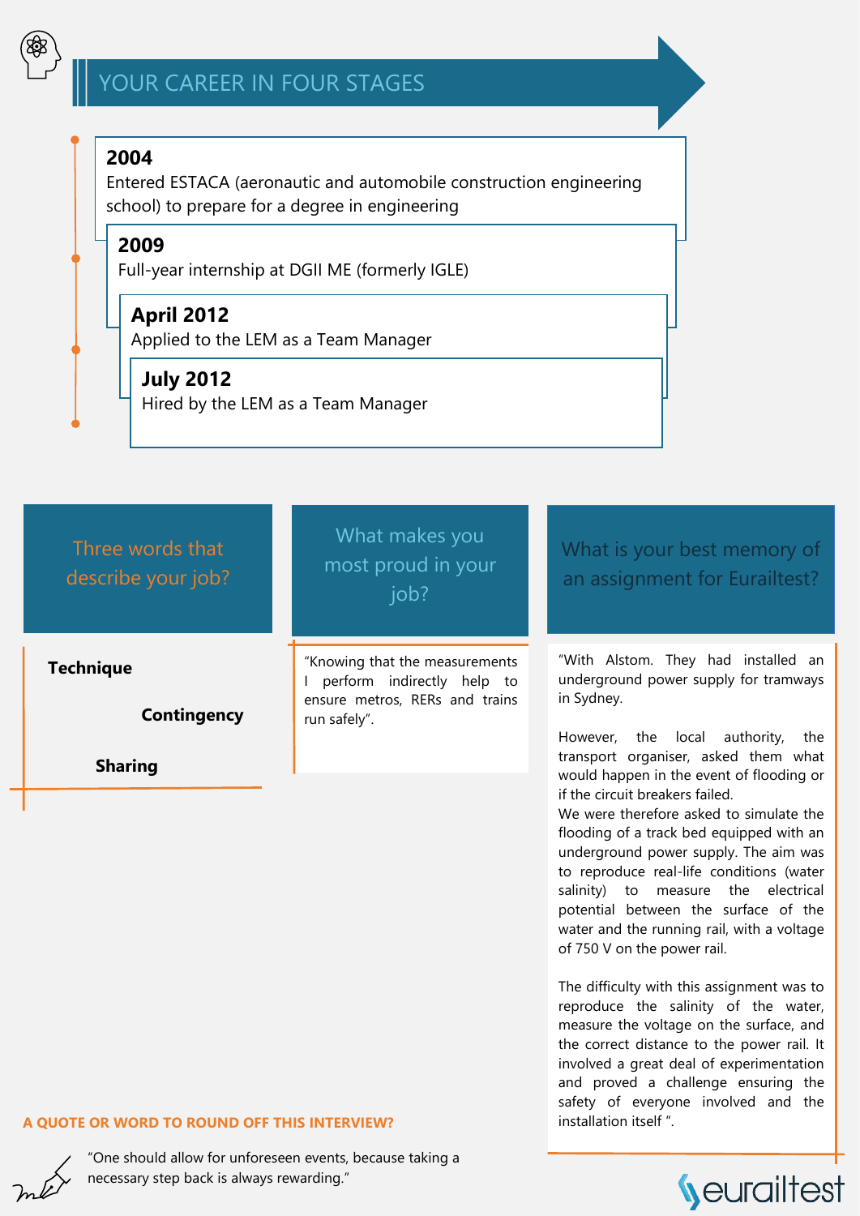## YOUR CAREER IN FOUR STAGES

**2004**
Entered ESTACA (aeronautic and automobile construction engineering school) to prepare for a degree in engineering

**2009**
Full-year internship at DGII ME (formerly IGLE)

**April 2012**
Applied to the LEM as a Team Manager

**July 2012**
Hired by the LEM as a Team Manager

### Three words that describe your job?

**Technique**

**Contingency**

**Sharing**

### What makes you most proud in your job?

"Knowing that the measurements I perform indirectly help to ensure metros, RERs and trains run safely".

### What is your best memory of an assignment for Eurailtest?

"With Alstom. They had installed an underground power supply for tramways in Sydney.

However, the local authority, the transport organiser, asked them what would happen in the event of flooding or if the circuit breakers failed.
We were therefore asked to simulate the flooding of a track bed equipped with an underground power supply. The aim was to reproduce real-life conditions (water salinity) to measure the electrical potential between the surface of the water and the running rail, with a voltage of 750 V on the power rail.

The difficulty with this assignment was to reproduce the salinity of the water, measure the voltage on the surface, and the correct distance to the power rail. It involved a great deal of experimentation and proved a challenge ensuring the safety of everyone involved and the installation itself ".

**A QUOTE OR WORD TO ROUND OFF THIS INTERVIEW?**

"One should allow for unforeseen events, because taking a necessary step back is always rewarding."

eurailtest